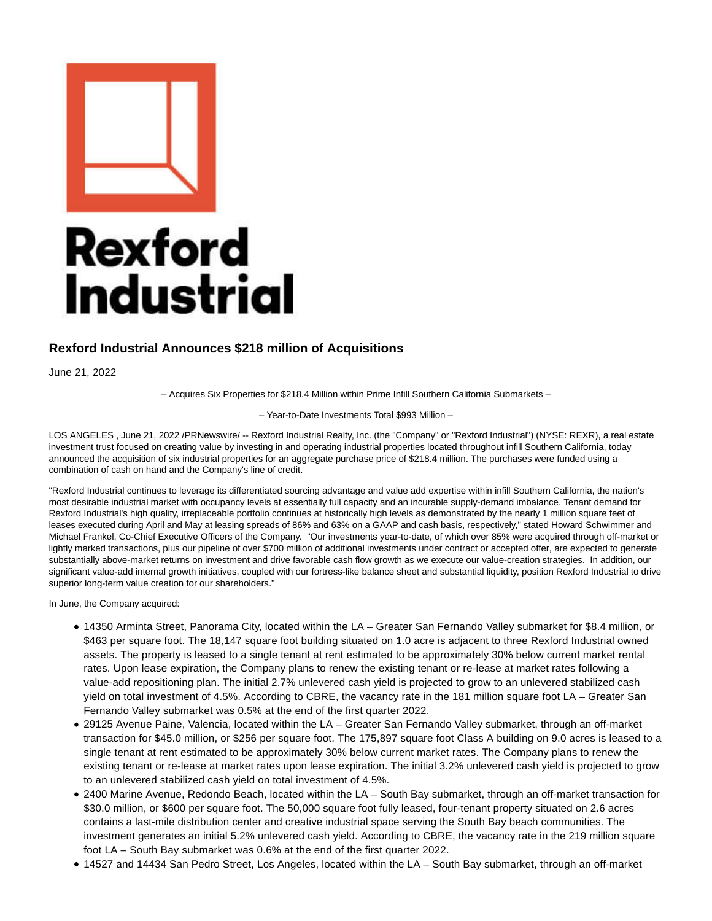# Rexford Industrial Announces $218 million of Acquisitions

June 21, 2022

– Acquires Six Properties for $218.4 Million within Prime Infill Southern California Submarkets –

– Year-to-Date Investments Total $993 Million –

LOS ANGELES , June 21, 2022 /PRNewswire/ -- Rexford Industrial Realty, Inc. (the "Company" or "Rexford Industrial") (NYSE: REXR), a real estate investment trust focused on creating value by investing in and operating industrial properties located throughout infill Southern California, today announced the acquisition of six industrial properties for an aggregate purchase price of $218.4 million. The purchases were funded using a combination of cash on hand and the Company's line of credit.

"Rexford Industrial continues to leverage its differentiated sourcing advantage and value add expertise within infill Southern California, the nation's most desirable industrial market with occupancy levels at essentially full capacity and an incurable supply-demand imbalance. Tenant demand for Rexford Industrial's high quality, irreplaceable portfolio continues at historically high levels as demonstrated by the nearly 1 million square feet of leases executed during April and May at leasing spreads of 86% and 63% on a GAAP and cash basis, respectively," stated Howard Schwimmer and Michael Frankel, Co-Chief Executive Officers of the Company. "Our investments year-to-date, of which over 85% were acquired through off-market or lightly marked transactions, plus our pipeline of over $700 million of additional investments under contract or accepted offer, are expected to generate substantially above-market returns on investment and drive favorable cash flow growth as we execute our value-creation strategies. In addition, our significant value-add internal growth initiatives, coupled with our fortress-like balance sheet and substantial liquidity, position Rexford Industrial to drive superior long-term value creation for our shareholders."

In June, the Company acquired:

- 14350 Arminta Street, Panorama City, located within the LA – Greater San Fernando Valley submarket for $8.4 million, or $463 per square foot. The 18,147 square foot building situated on 1.0 acre is adjacent to three Rexford Industrial owned assets. The property is leased to a single tenant at rent estimated to be approximately 30% below current market rental rates. Upon lease expiration, the Company plans to renew the existing tenant or re-lease at market rates following a value-add repositioning plan. The initial 2.7% unlevered cash yield is projected to grow to an unlevered stabilized cash yield on total investment of 4.5%. According to CBRE, the vacancy rate in the 181 million square foot LA – Greater San Fernando Valley submarket was 0.5% at the end of the first quarter 2022.
- 29125 Avenue Paine, Valencia, located within the LA – Greater San Fernando Valley submarket, through an off-market transaction for $45.0 million, or $256 per square foot. The 175,897 square foot Class A building on 9.0 acres is leased to a single tenant at rent estimated to be approximately 30% below current market rates. The Company plans to renew the existing tenant or re-lease at market rates upon lease expiration. The initial 3.2% unlevered cash yield is projected to grow to an unlevered stabilized cash yield on total investment of 4.5%.
- 2400 Marine Avenue, Redondo Beach, located within the LA – South Bay submarket, through an off-market transaction for $30.0 million, or $600 per square foot. The 50,000 square foot fully leased, four-tenant property situated on 2.6 acres contains a last-mile distribution center and creative industrial space serving the South Bay beach communities. The investment generates an initial 5.2% unlevered cash yield. According to CBRE, the vacancy rate in the 219 million square foot LA – South Bay submarket was 0.6% at the end of the first quarter 2022.
- 14527 and 14434 San Pedro Street, Los Angeles, located within the LA – South Bay submarket, through an off-market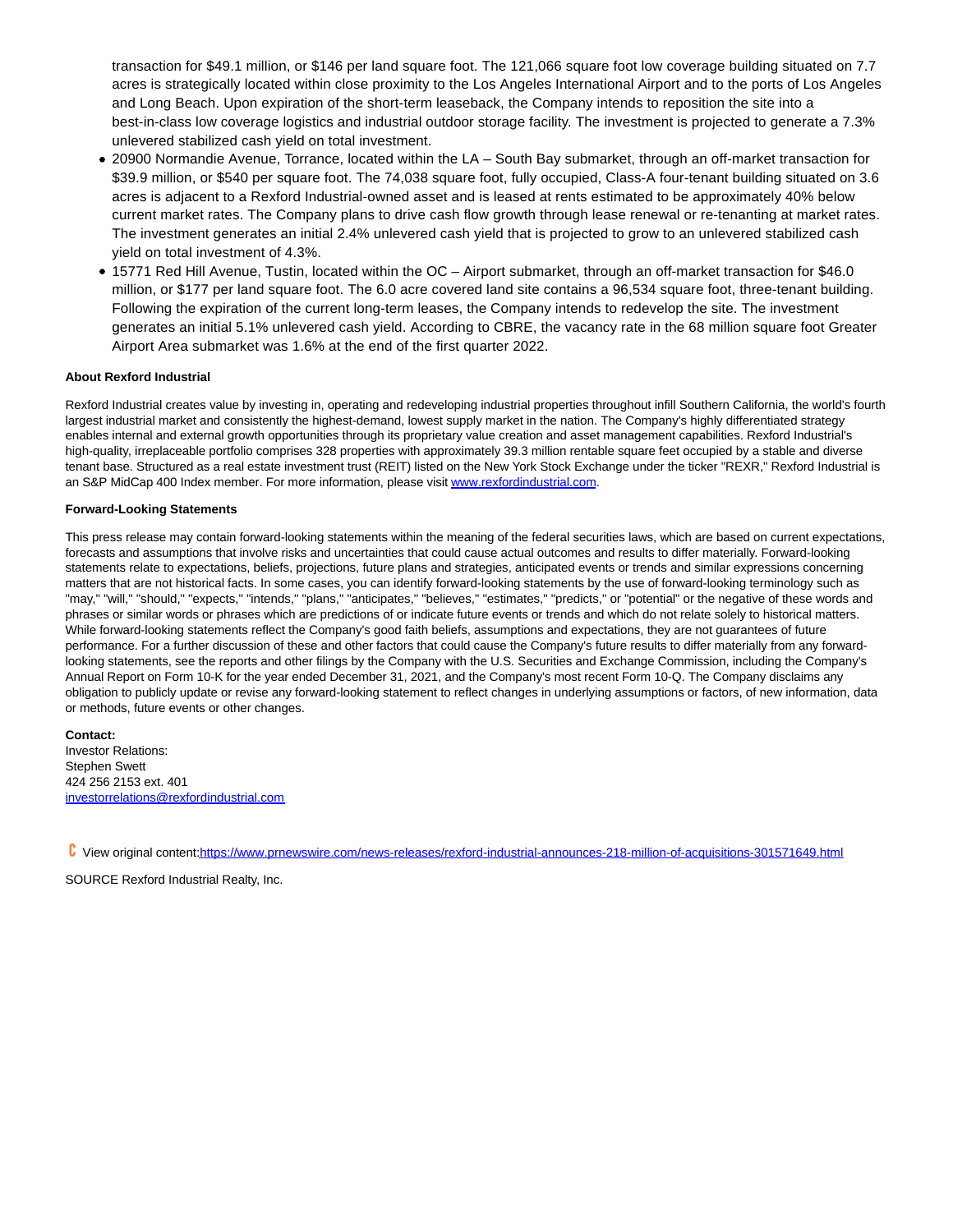transaction for $49.1 million, or $146 per land square foot. The 121,066 square foot low coverage building situated on 7.7 acres is strategically located within close proximity to the Los Angeles International Airport and to the ports of Los Angeles and Long Beach. Upon expiration of the short-term leaseback, the Company intends to reposition the site into a best-in-class low coverage logistics and industrial outdoor storage facility. The investment is projected to generate a 7.3% unlevered stabilized cash yield on total investment.

- 20900 Normandie Avenue, Torrance, located within the LA – South Bay submarket, through an off-market transaction for $39.9 million, or $540 per square foot. The 74,038 square foot, fully occupied, Class-A four-tenant building situated on 3.6 acres is adjacent to a Rexford Industrial-owned asset and is leased at rents estimated to be approximately 40% below current market rates. The Company plans to drive cash flow growth through lease renewal or re-tenanting at market rates. The investment generates an initial 2.4% unlevered cash yield that is projected to grow to an unlevered stabilized cash yield on total investment of 4.3%.
- 15771 Red Hill Avenue, Tustin, located within the OC – Airport submarket, through an off-market transaction for $46.0 million, or $177 per land square foot. The 6.0 acre covered land site contains a 96,534 square foot, three-tenant building. Following the expiration of the current long-term leases, the Company intends to redevelop the site. The investment generates an initial 5.1% unlevered cash yield. According to CBRE, the vacancy rate in the 68 million square foot Greater Airport Area submarket was 1.6% at the end of the first quarter 2022.

**About Rexford Industrial**

Rexford Industrial creates value by investing in, operating and redeveloping industrial properties throughout infill Southern California, the world's fourth largest industrial market and consistently the highest-demand, lowest supply market in the nation. The Company's highly differentiated strategy enables internal and external growth opportunities through its proprietary value creation and asset management capabilities. Rexford Industrial's high-quality, irreplaceable portfolio comprises 328 properties with approximately 39.3 million rentable square feet occupied by a stable and diverse tenant base. Structured as a real estate investment trust (REIT) listed on the New York Stock Exchange under the ticker "REXR," Rexford Industrial is an S&P MidCap 400 Index member. For more information, please visit www.rexfordindustrial.com.

**Forward-Looking Statements**

This press release may contain forward-looking statements within the meaning of the federal securities laws, which are based on current expectations, forecasts and assumptions that involve risks and uncertainties that could cause actual outcomes and results to differ materially. Forward-looking statements relate to expectations, beliefs, projections, future plans and strategies, anticipated events or trends and similar expressions concerning matters that are not historical facts. In some cases, you can identify forward-looking statements by the use of forward-looking terminology such as "may," "will," "should," "expects," "intends," "plans," "anticipates," "believes," "estimates," "predicts," or "potential" or the negative of these words and phrases or similar words or phrases which are predictions of or indicate future events or trends and which do not relate solely to historical matters. While forward-looking statements reflect the Company's good faith beliefs, assumptions and expectations, they are not guarantees of future performance. For a further discussion of these and other factors that could cause the Company's future results to differ materially from any forward-looking statements, see the reports and other filings by the Company with the U.S. Securities and Exchange Commission, including the Company's Annual Report on Form 10-K for the year ended December 31, 2021, and the Company's most recent Form 10-Q. The Company disclaims any obligation to publicly update or revise any forward-looking statement to reflect changes in underlying assumptions or factors, of new information, data or methods, future events or other changes.

**Contact:**
Investor Relations:
Stephen Swett
424 256 2153 ext. 401
investorrelations@rexfordindustrial.com

View original content:https://www.prnewswire.com/news-releases/rexford-industrial-announces-218-million-of-acquisitions-301571649.html

SOURCE Rexford Industrial Realty, Inc.